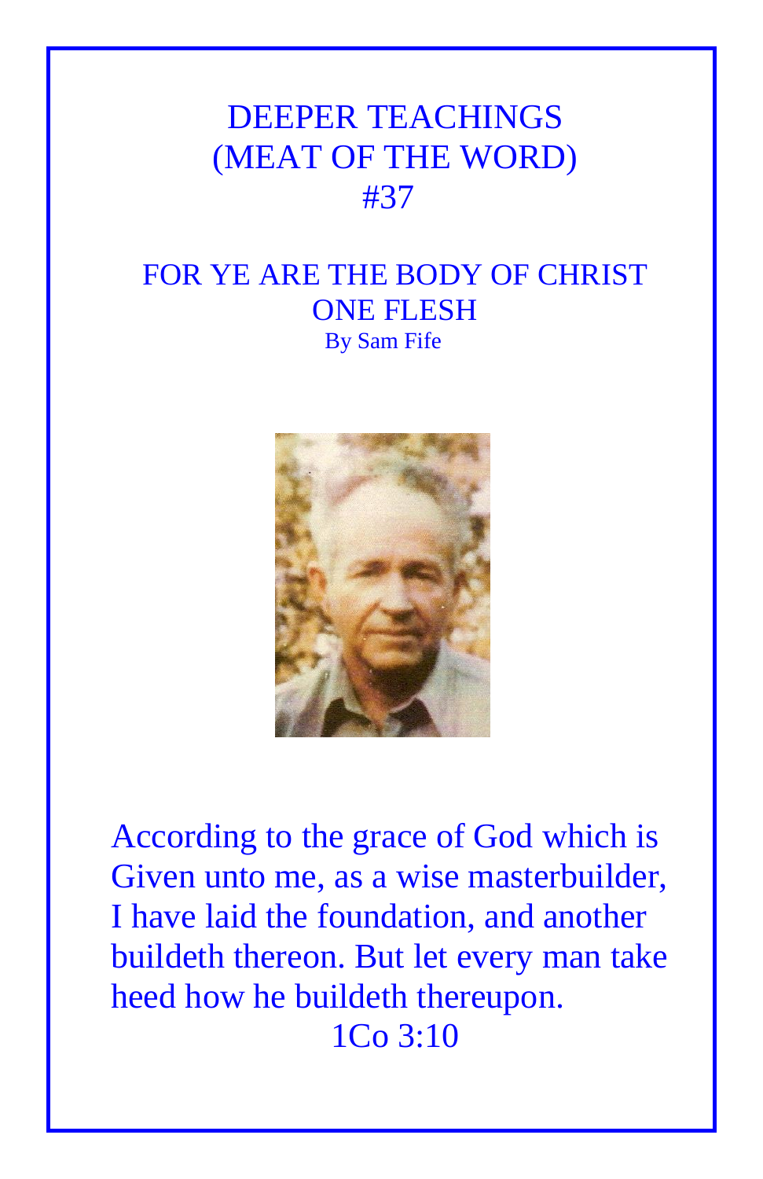# DEEPER TEACHINGS
# (MEAT OF THE WORD)
# #37

## FOR YE ARE THE BODY OF CHRIST
## ONE FLESH

By Sam Fife

According to the grace of God which is Given unto me, as a wise masterbuilder, I have laid the foundation, and another buildeth thereon. But let every man take heed how he buildeth thereupon.

1Co 3:10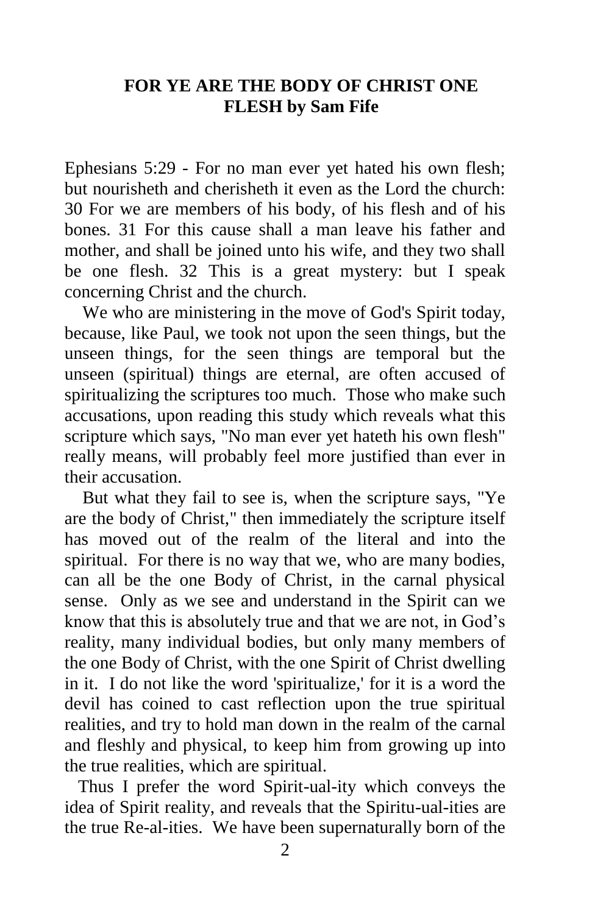**FOR YE ARE THE BODY OF CHRIST ONE FLESH by Sam Fife**

Ephesians 5:29 - For no man ever yet hated his own flesh; but nourisheth and cherisheth it even as the Lord the church: 30 For we are members of his body, of his flesh and of his bones. 31 For this cause shall a man leave his father and mother, and shall be joined unto his wife, and they two shall be one flesh. 32 This is a great mystery: but I speak concerning Christ and the church.

We who are ministering in the move of God's Spirit today, because, like Paul, we took not upon the seen things, but the unseen things, for the seen things are temporal but the unseen (spiritual) things are eternal, are often accused of spiritualizing the scriptures too much. Those who make such accusations, upon reading this study which reveals what this scripture which says, "No man ever yet hateth his own flesh" really means, will probably feel more justified than ever in their accusation.

But what they fail to see is, when the scripture says, "Ye are the body of Christ," then immediately the scripture itself has moved out of the realm of the literal and into the spiritual. For there is no way that we, who are many bodies, can all be the one Body of Christ, in the carnal physical sense. Only as we see and understand in the Spirit can we know that this is absolutely true and that we are not, in God's reality, many individual bodies, but only many members of the one Body of Christ, with the one Spirit of Christ dwelling in it. I do not like the word 'spiritualize,' for it is a word the devil has coined to cast reflection upon the true spiritual realities, and try to hold man down in the realm of the carnal and fleshly and physical, to keep him from growing up into the true realities, which are spiritual.

Thus I prefer the word Spirit-ual-ity which conveys the idea of Spirit reality, and reveals that the Spiritu-ual-ities are the true Re-al-ities. We have been supernaturally born of the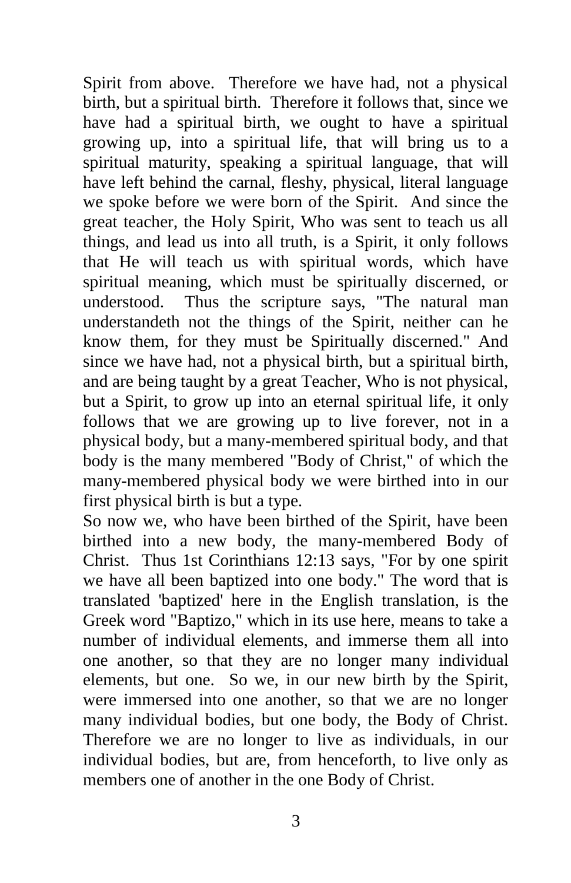Spirit from above. Therefore we have had, not a physical birth, but a spiritual birth. Therefore it follows that, since we have had a spiritual birth, we ought to have a spiritual growing up, into a spiritual life, that will bring us to a spiritual maturity, speaking a spiritual language, that will have left behind the carnal, fleshy, physical, literal language we spoke before we were born of the Spirit. And since the great teacher, the Holy Spirit, Who was sent to teach us all things, and lead us into all truth, is a Spirit, it only follows that He will teach us with spiritual words, which have spiritual meaning, which must be spiritually discerned, or understood. Thus the scripture says, "The natural man understandeth not the things of the Spirit, neither can he know them, for they must be Spiritually discerned." And since we have had, not a physical birth, but a spiritual birth, and are being taught by a great Teacher, Who is not physical, but a Spirit, to grow up into an eternal spiritual life, it only follows that we are growing up to live forever, not in a physical body, but a many-membered spiritual body, and that body is the many membered "Body of Christ," of which the many-membered physical body we were birthed into in our first physical birth is but a type.

So now we, who have been birthed of the Spirit, have been birthed into a new body, the many-membered Body of Christ. Thus 1st Corinthians 12:13 says, "For by one spirit we have all been baptized into one body." The word that is translated 'baptized' here in the English translation, is the Greek word "Baptizo," which in its use here, means to take a number of individual elements, and immerse them all into one another, so that they are no longer many individual elements, but one. So we, in our new birth by the Spirit, were immersed into one another, so that we are no longer many individual bodies, but one body, the Body of Christ. Therefore we are no longer to live as individuals, in our individual bodies, but are, from henceforth, to live only as members one of another in the one Body of Christ.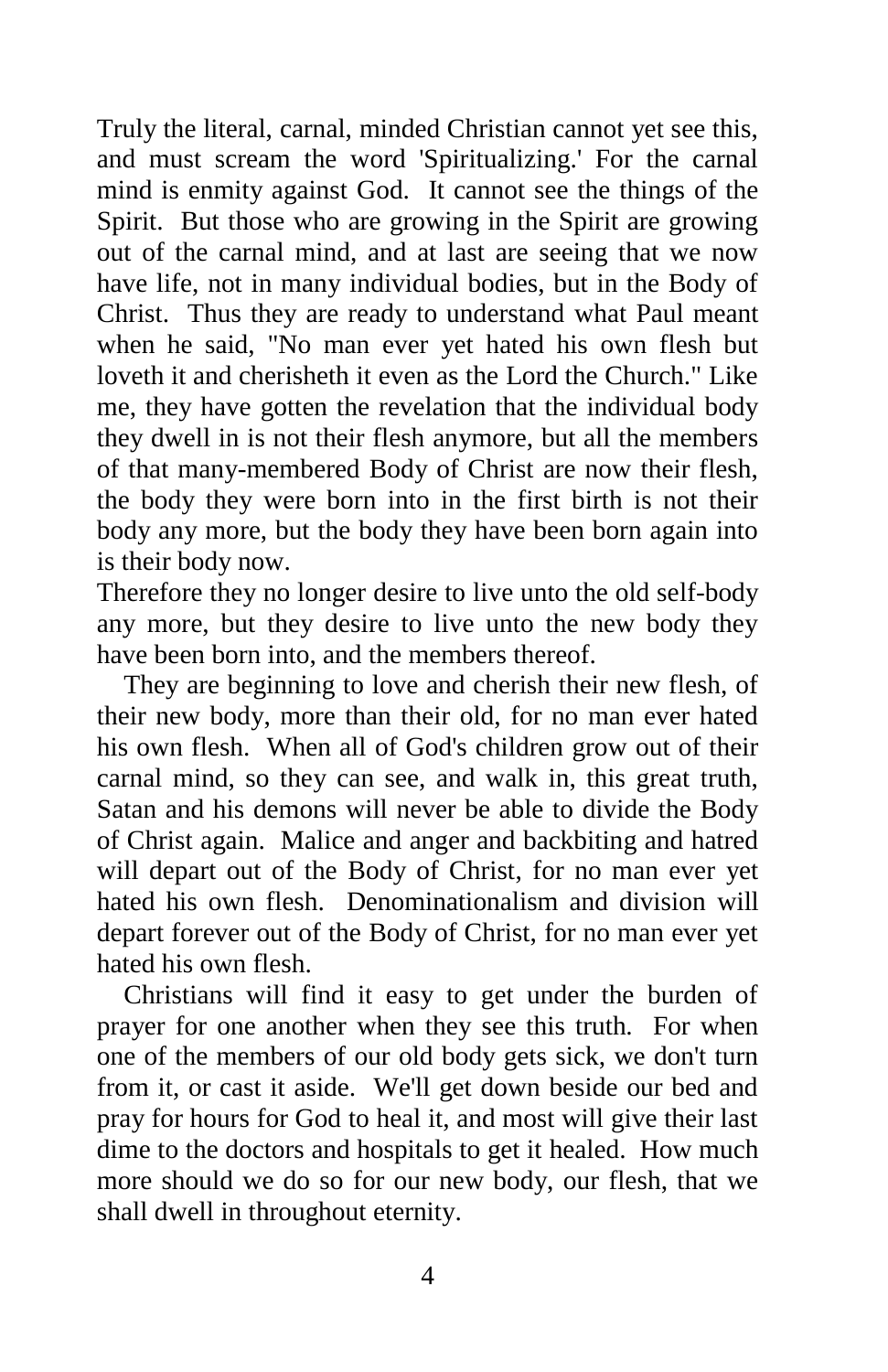Truly the literal, carnal, minded Christian cannot yet see this, and must scream the word 'Spiritualizing.' For the carnal mind is enmity against God. It cannot see the things of the Spirit. But those who are growing in the Spirit are growing out of the carnal mind, and at last are seeing that we now have life, not in many individual bodies, but in the Body of Christ. Thus they are ready to understand what Paul meant when he said, "No man ever yet hated his own flesh but loveth it and cherisheth it even as the Lord the Church." Like me, they have gotten the revelation that the individual body they dwell in is not their flesh anymore, but all the members of that many-membered Body of Christ are now their flesh, the body they were born into in the first birth is not their body any more, but the body they have been born again into is their body now.
Therefore they no longer desire to live unto the old self-body any more, but they desire to live unto the new body they have been born into, and the members thereof.

They are beginning to love and cherish their new flesh, of their new body, more than their old, for no man ever hated his own flesh. When all of God's children grow out of their carnal mind, so they can see, and walk in, this great truth, Satan and his demons will never be able to divide the Body of Christ again. Malice and anger and backbiting and hatred will depart out of the Body of Christ, for no man ever yet hated his own flesh. Denominationalism and division will depart forever out of the Body of Christ, for no man ever yet hated his own flesh.

Christians will find it easy to get under the burden of prayer for one another when they see this truth. For when one of the members of our old body gets sick, we don't turn from it, or cast it aside. We'll get down beside our bed and pray for hours for God to heal it, and most will give their last dime to the doctors and hospitals to get it healed. How much more should we do so for our new body, our flesh, that we shall dwell in throughout eternity.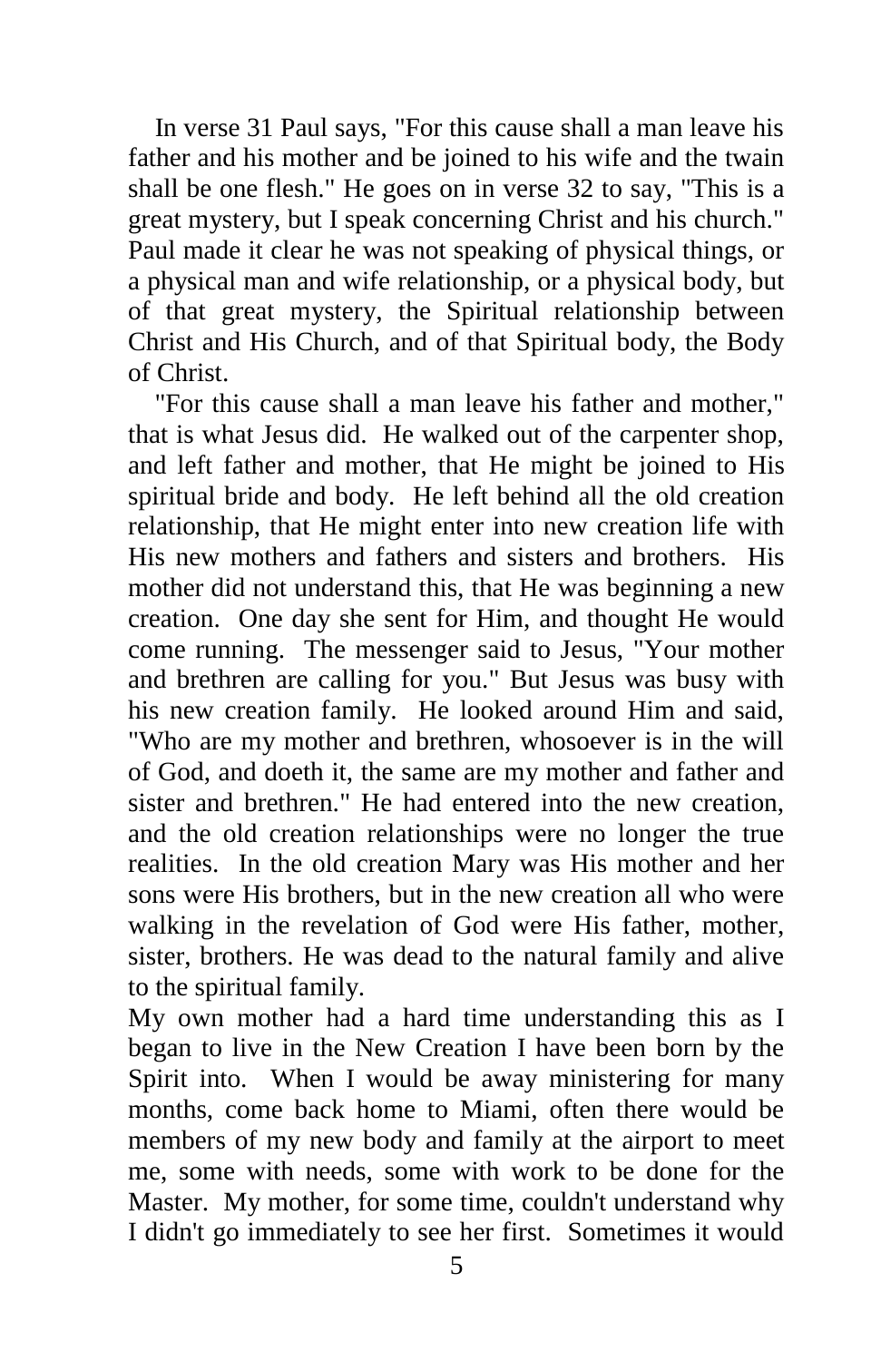In verse 31 Paul says, "For this cause shall a man leave his father and his mother and be joined to his wife and the twain shall be one flesh." He goes on in verse 32 to say, "This is a great mystery, but I speak concerning Christ and his church." Paul made it clear he was not speaking of physical things, or a physical man and wife relationship, or a physical body, but of that great mystery, the Spiritual relationship between Christ and His Church, and of that Spiritual body, the Body of Christ.

"For this cause shall a man leave his father and mother," that is what Jesus did. He walked out of the carpenter shop, and left father and mother, that He might be joined to His spiritual bride and body. He left behind all the old creation relationship, that He might enter into new creation life with His new mothers and fathers and sisters and brothers. His mother did not understand this, that He was beginning a new creation. One day she sent for Him, and thought He would come running. The messenger said to Jesus, "Your mother and brethren are calling for you." But Jesus was busy with his new creation family. He looked around Him and said, "Who are my mother and brethren, whosoever is in the will of God, and doeth it, the same are my mother and father and sister and brethren." He had entered into the new creation, and the old creation relationships were no longer the true realities. In the old creation Mary was His mother and her sons were His brothers, but in the new creation all who were walking in the revelation of God were His father, mother, sister, brothers. He was dead to the natural family and alive to the spiritual family.

My own mother had a hard time understanding this as I began to live in the New Creation I have been born by the Spirit into. When I would be away ministering for many months, come back home to Miami, often there would be members of my new body and family at the airport to meet me, some with needs, some with work to be done for the Master. My mother, for some time, couldn't understand why I didn't go immediately to see her first. Sometimes it would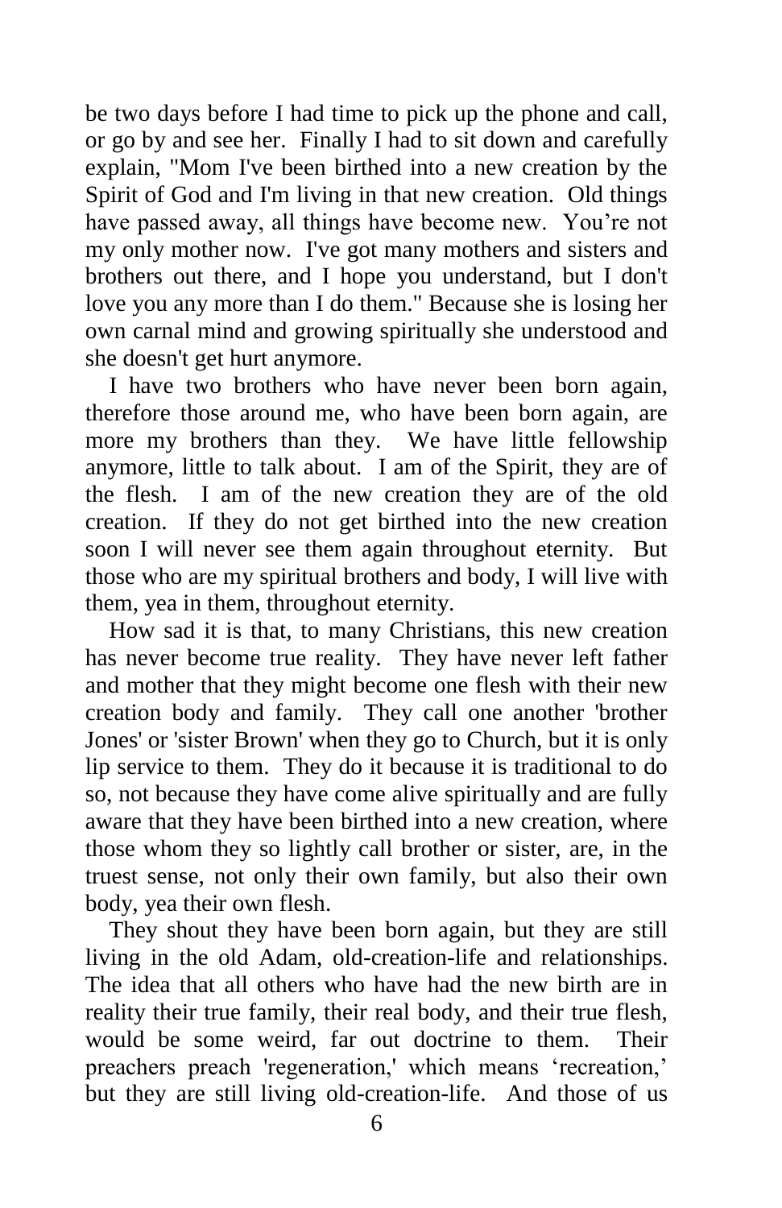be two days before I had time to pick up the phone and call, or go by and see her. Finally I had to sit down and carefully explain, "Mom I've been birthed into a new creation by the Spirit of God and I'm living in that new creation. Old things have passed away, all things have become new. You're not my only mother now. I've got many mothers and sisters and brothers out there, and I hope you understand, but I don't love you any more than I do them." Because she is losing her own carnal mind and growing spiritually she understood and she doesn't get hurt anymore.

I have two brothers who have never been born again, therefore those around me, who have been born again, are more my brothers than they. We have little fellowship anymore, little to talk about. I am of the Spirit, they are of the flesh. I am of the new creation they are of the old creation. If they do not get birthed into the new creation soon I will never see them again throughout eternity. But those who are my spiritual brothers and body, I will live with them, yea in them, throughout eternity.

How sad it is that, to many Christians, this new creation has never become true reality. They have never left father and mother that they might become one flesh with their new creation body and family. They call one another 'brother Jones' or 'sister Brown' when they go to Church, but it is only lip service to them. They do it because it is traditional to do so, not because they have come alive spiritually and are fully aware that they have been birthed into a new creation, where those whom they so lightly call brother or sister, are, in the truest sense, not only their own family, but also their own body, yea their own flesh.

They shout they have been born again, but they are still living in the old Adam, old-creation-life and relationships. The idea that all others who have had the new birth are in reality their true family, their real body, and their true flesh, would be some weird, far out doctrine to them. Their preachers preach 'regeneration,' which means 'recreation,' but they are still living old-creation-life. And those of us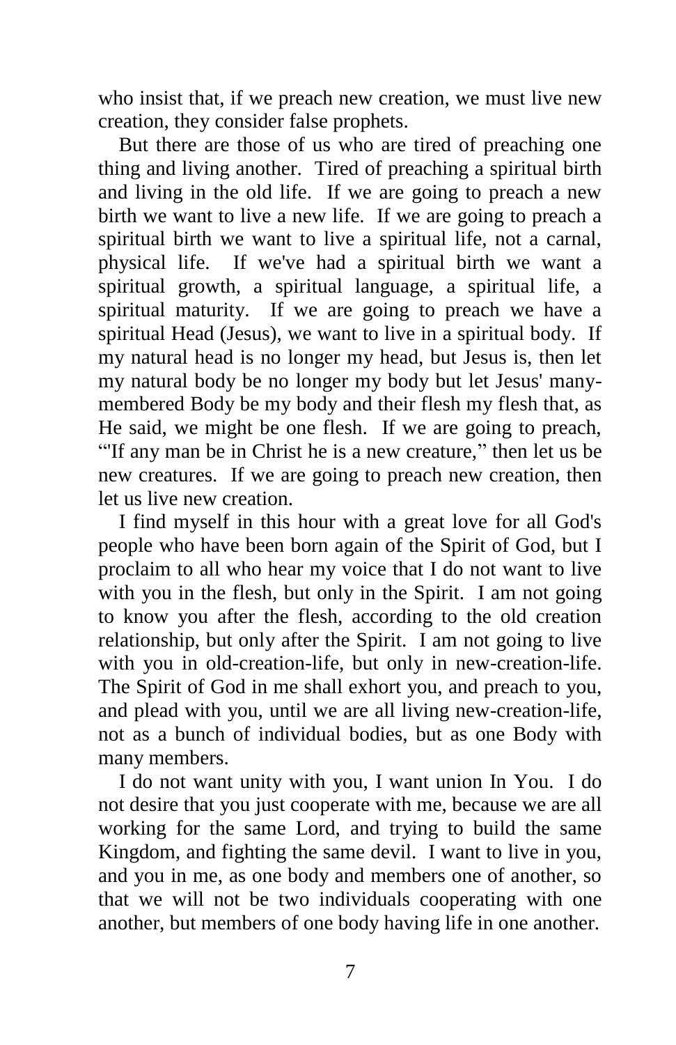who insist that, if we preach new creation, we must live new creation, they consider false prophets.

But there are those of us who are tired of preaching one thing and living another. Tired of preaching a spiritual birth and living in the old life. If we are going to preach a new birth we want to live a new life. If we are going to preach a spiritual birth we want to live a spiritual life, not a carnal, physical life. If we've had a spiritual birth we want a spiritual growth, a spiritual language, a spiritual life, a spiritual maturity. If we are going to preach we have a spiritual Head (Jesus), we want to live in a spiritual body. If my natural head is no longer my head, but Jesus is, then let my natural body be no longer my body but let Jesus' many-membered Body be my body and their flesh my flesh that, as He said, we might be one flesh. If we are going to preach, "'If any man be in Christ he is a new creature," then let us be new creatures. If we are going to preach new creation, then let us live new creation.

I find myself in this hour with a great love for all God's people who have been born again of the Spirit of God, but I proclaim to all who hear my voice that I do not want to live with you in the flesh, but only in the Spirit. I am not going to know you after the flesh, according to the old creation relationship, but only after the Spirit. I am not going to live with you in old-creation-life, but only in new-creation-life. The Spirit of God in me shall exhort you, and preach to you, and plead with you, until we are all living new-creation-life, not as a bunch of individual bodies, but as one Body with many members.

I do not want unity with you, I want union In You. I do not desire that you just cooperate with me, because we are all working for the same Lord, and trying to build the same Kingdom, and fighting the same devil. I want to live in you, and you in me, as one body and members one of another, so that we will not be two individuals cooperating with one another, but members of one body having life in one another.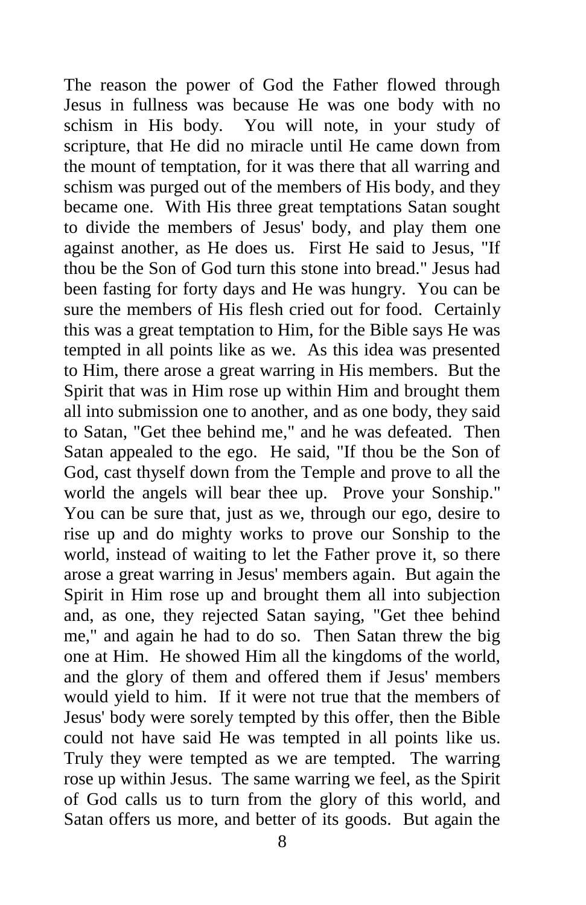The reason the power of God the Father flowed through Jesus in fullness was because He was one body with no schism in His body. You will note, in your study of scripture, that He did no miracle until He came down from the mount of temptation, for it was there that all warring and schism was purged out of the members of His body, and they became one. With His three great temptations Satan sought to divide the members of Jesus' body, and play them one against another, as He does us. First He said to Jesus, "If thou be the Son of God turn this stone into bread." Jesus had been fasting for forty days and He was hungry. You can be sure the members of His flesh cried out for food. Certainly this was a great temptation to Him, for the Bible says He was tempted in all points like as we. As this idea was presented to Him, there arose a great warring in His members. But the Spirit that was in Him rose up within Him and brought them all into submission one to another, and as one body, they said to Satan, "Get thee behind me," and he was defeated. Then Satan appealed to the ego. He said, "If thou be the Son of God, cast thyself down from the Temple and prove to all the world the angels will bear thee up. Prove your Sonship." You can be sure that, just as we, through our ego, desire to rise up and do mighty works to prove our Sonship to the world, instead of waiting to let the Father prove it, so there arose a great warring in Jesus' members again. But again the Spirit in Him rose up and brought them all into subjection and, as one, they rejected Satan saying, "Get thee behind me," and again he had to do so. Then Satan threw the big one at Him. He showed Him all the kingdoms of the world, and the glory of them and offered them if Jesus' members would yield to him. If it were not true that the members of Jesus' body were sorely tempted by this offer, then the Bible could not have said He was tempted in all points like us. Truly they were tempted as we are tempted. The warring rose up within Jesus. The same warring we feel, as the Spirit of God calls us to turn from the glory of this world, and Satan offers us more, and better of its goods. But again the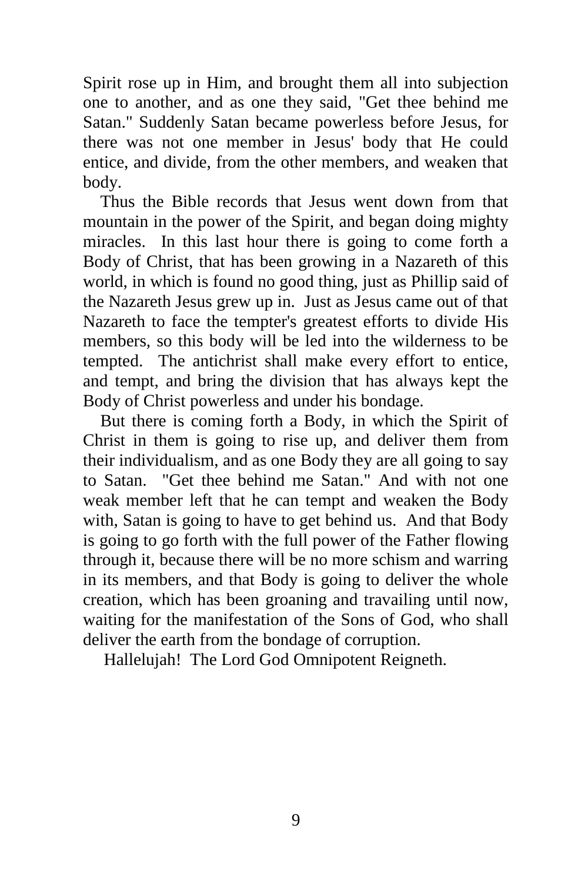Spirit rose up in Him, and brought them all into subjection one to another, and as one they said, "Get thee behind me Satan." Suddenly Satan became powerless before Jesus, for there was not one member in Jesus' body that He could entice, and divide, from the other members, and weaken that body.

Thus the Bible records that Jesus went down from that mountain in the power of the Spirit, and began doing mighty miracles. In this last hour there is going to come forth a Body of Christ, that has been growing in a Nazareth of this world, in which is found no good thing, just as Phillip said of the Nazareth Jesus grew up in. Just as Jesus came out of that Nazareth to face the tempter's greatest efforts to divide His members, so this body will be led into the wilderness to be tempted. The antichrist shall make every effort to entice, and tempt, and bring the division that has always kept the Body of Christ powerless and under his bondage.

But there is coming forth a Body, in which the Spirit of Christ in them is going to rise up, and deliver them from their individualism, and as one Body they are all going to say to Satan. "Get thee behind me Satan." And with not one weak member left that he can tempt and weaken the Body with, Satan is going to have to get behind us. And that Body is going to go forth with the full power of the Father flowing through it, because there will be no more schism and warring in its members, and that Body is going to deliver the whole creation, which has been groaning and travailing until now, waiting for the manifestation of the Sons of God, who shall deliver the earth from the bondage of corruption.

Hallelujah! The Lord God Omnipotent Reigneth.